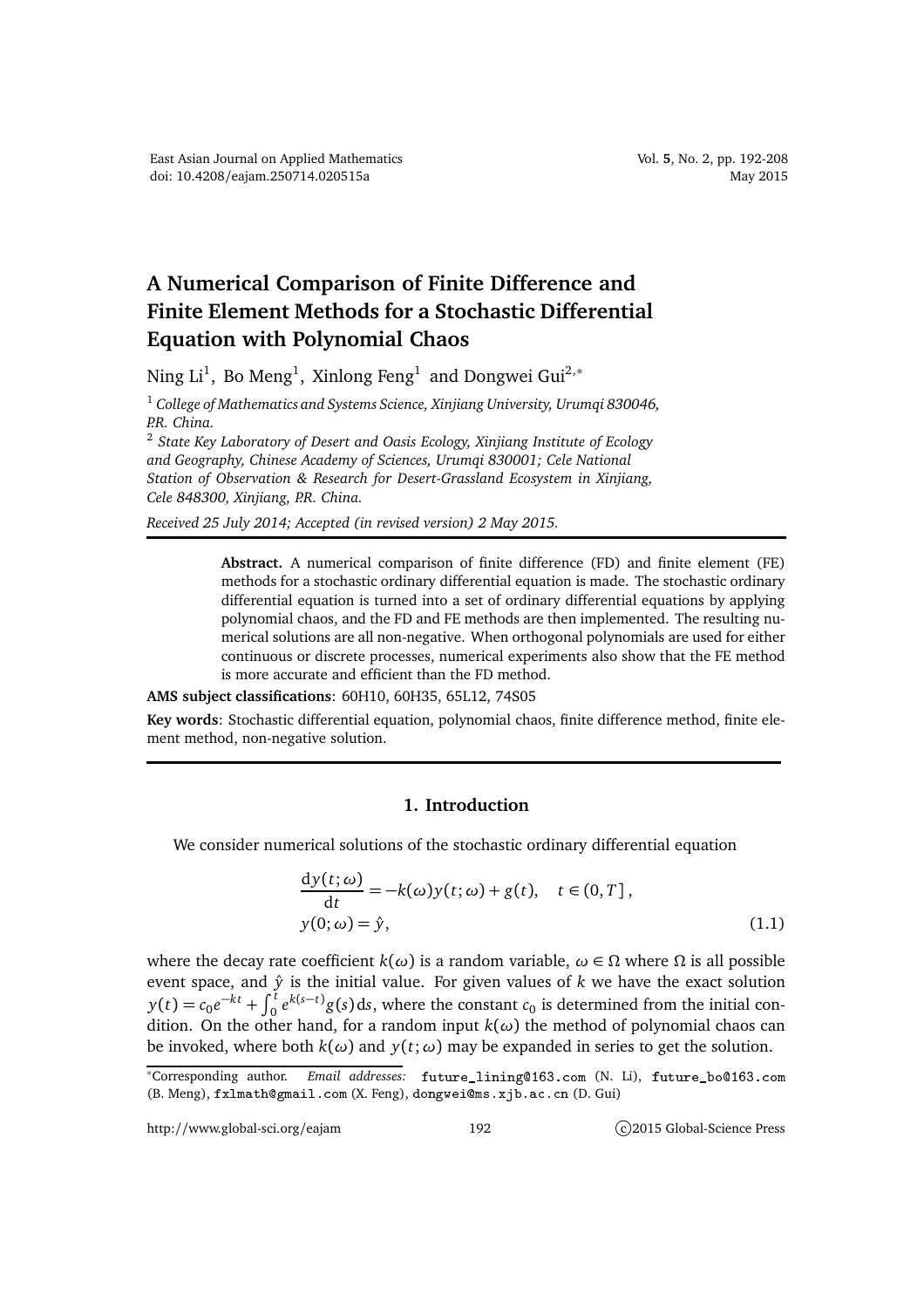# A Numerical Comparison of Finite Difference and Finite Element Methods for a Stochastic Differential Equation with Polynomial Chaos

Ning Li[1], Bo Meng[1], Xinlong Feng[1] and Dongwei Gui[2,*]

[1] *College of Mathematics and Systems Science, Xinjiang University, Urumqi 830046, P.R. China.*

[2] *State Key Laboratory of Desert and Oasis Ecology, Xinjiang Institute of Ecology and Geography, Chinese Academy of Sciences, Urumqi 830001; Cele National Station of Observation & Research for Desert-Grassland Ecosystem in Xinjiang, Cele 848300, Xinjiang, P.R. China.*

*Received 25 July 2014; Accepted (in revised version) 2 May 2015.*

**Abstract.** A numerical comparison of finite difference (FD) and finite element (FE) methods for a stochastic ordinary differential equation is made. The stochastic ordinary differential equation is turned into a set of ordinary differential equations by applying polynomial chaos, and the FD and FE methods are then implemented. The resulting numerical solutions are all non-negative. When orthogonal polynomials are used for either continuous or discrete processes, numerical experiments also show that the FE method is more accurate and efficient than the FD method.

**AMS subject classifications**: 60H10, 60H35, 65L12, 74S05

**Key words**: Stochastic differential equation, polynomial chaos, finite difference method, finite element method, non-negative solution.

## 1. Introduction

We consider numerical solutions of the stochastic ordinary differential equation

$$\begin{aligned} \frac{\mathrm{d}y(t;\omega)}{\mathrm{d}t} &= -k(\omega)y(t;\omega) + g(t), \quad t \in (0,T], \\ y(0;\omega) &= \hat{y}, \end{aligned} \tag{1.1}$$

where the decay rate coefficient $k(\omega)$ is a random variable, $\omega \in \Omega$ where $\Omega$ is all possible event space, and $\hat{y}$ is the initial value. For given values of $k$ we have the exact solution $y(t) = c_0 e^{-kt} + \int_0^t e^{k(s-t)} g(s)\,\mathrm{d}s$, where the constant $c_0$ is determined from the initial condition. On the other hand, for a random input $k(\omega)$ the method of polynomial chaos can be invoked, where both $k(\omega)$ and $y(t;\omega)$ may be expanded in series to get the solution.

*Corresponding author. *Email addresses:* future_lining@163.com (N. Li), future_bo@163.com (B. Meng), fxlmath@gmail.com (X. Feng), dongwei@ms.xjb.ac.cn (D. Gui)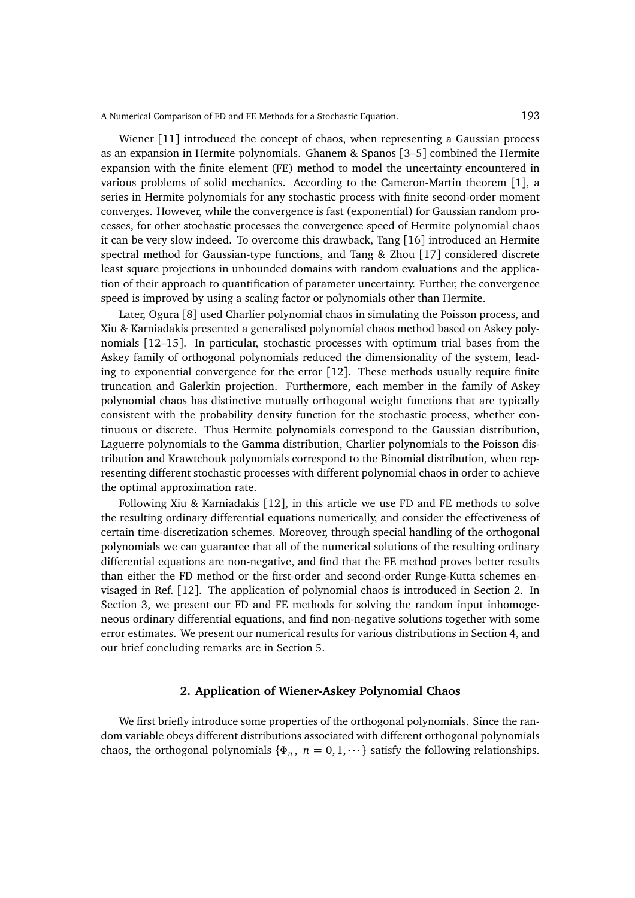Wiener [11] introduced the concept of chaos, when representing a Gaussian process as an expansion in Hermite polynomials. Ghanem & Spanos [3–5] combined the Hermite expansion with the finite element (FE) method to model the uncertainty encountered in various problems of solid mechanics. According to the Cameron-Martin theorem [1], a series in Hermite polynomials for any stochastic process with finite second-order moment converges. However, while the convergence is fast (exponential) for Gaussian random processes, for other stochastic processes the convergence speed of Hermite polynomial chaos it can be very slow indeed. To overcome this drawback, Tang [16] introduced an Hermite spectral method for Gaussian-type functions, and Tang & Zhou [17] considered discrete least square projections in unbounded domains with random evaluations and the application of their approach to quantification of parameter uncertainty. Further, the convergence speed is improved by using a scaling factor or polynomials other than Hermite.

Later, Ogura [8] used Charlier polynomial chaos in simulating the Poisson process, and Xiu & Karniadakis presented a generalised polynomial chaos method based on Askey polynomials [12–15]. In particular, stochastic processes with optimum trial bases from the Askey family of orthogonal polynomials reduced the dimensionality of the system, leading to exponential convergence for the error [12]. These methods usually require finite truncation and Galerkin projection. Furthermore, each member in the family of Askey polynomial chaos has distinctive mutually orthogonal weight functions that are typically consistent with the probability density function for the stochastic process, whether continuous or discrete. Thus Hermite polynomials correspond to the Gaussian distribution, Laguerre polynomials to the Gamma distribution, Charlier polynomials to the Poisson distribution and Krawtchouk polynomials correspond to the Binomial distribution, when representing different stochastic processes with different polynomial chaos in order to achieve the optimal approximation rate.

Following Xiu & Karniadakis [12], in this article we use FD and FE methods to solve the resulting ordinary differential equations numerically, and consider the effectiveness of certain time-discretization schemes. Moreover, through special handling of the orthogonal polynomials we can guarantee that all of the numerical solutions of the resulting ordinary differential equations are non-negative, and find that the FE method proves better results than either the FD method or the first-order and second-order Runge-Kutta schemes envisaged in Ref. [12]. The application of polynomial chaos is introduced in Section 2. In Section 3, we present our FD and FE methods for solving the random input inhomogeneous ordinary differential equations, and find non-negative solutions together with some error estimates. We present our numerical results for various distributions in Section 4, and our brief concluding remarks are in Section 5.

## 2. Application of Wiener-Askey Polynomial Chaos

We first briefly introduce some properties of the orthogonal polynomials. Since the random variable obeys different distributions associated with different orthogonal polynomials chaos, the orthogonal polynomials $\{\Phi_n,\ n = 0, 1, \cdots\}$ satisfy the following relationships.